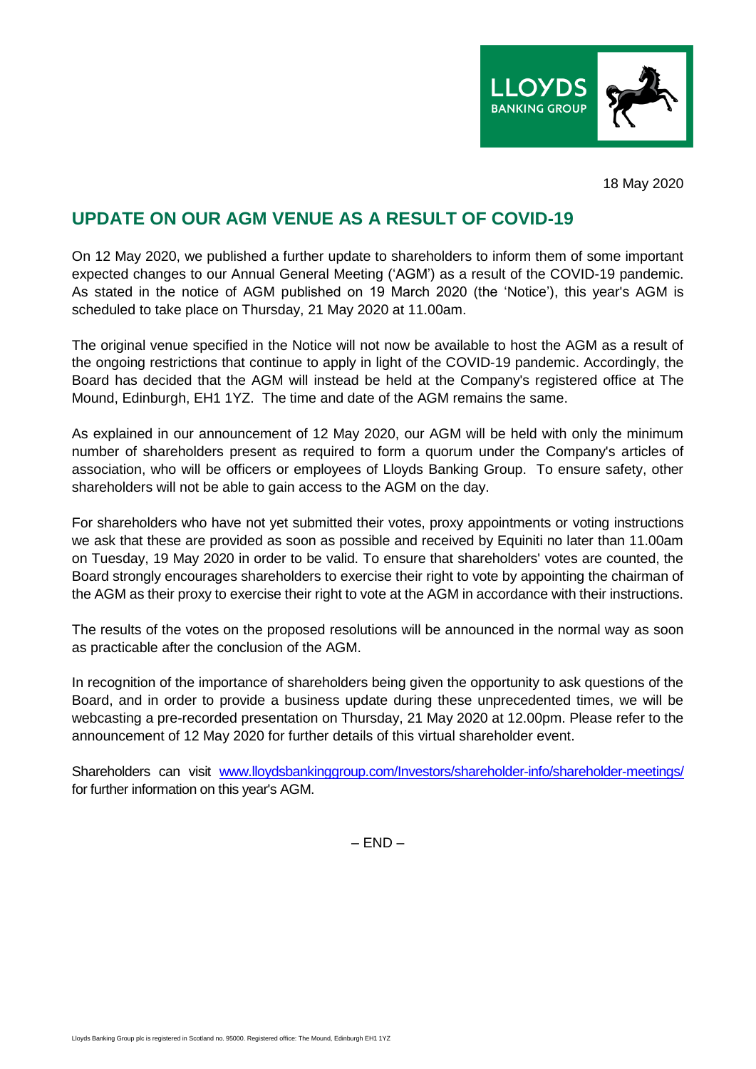18 May 2020

# UPDATE ON OUR AGM VENUE AS A RESULT OF COVID-19

On 12 May 2020, we published a further update to shareholders to inform them of some important expected changes to our Annual General Meeting ('AGM') as a result of the COVID-19 pandemic. As stated in the notice of AGM published on 19 March 2020 (the 'Notice'), this year's AGM is scheduled to take place on Thursday, 21 May 2020 at 11.00am.

The original venue specified in the Notice will not now be available to host the AGM as a result of the ongoing restrictions that continue to apply in light of the COVID-19 pandemic. Accordingly, the Board has decided that the AGM will instead be held at the Company's registered office at The Mound, Edinburgh, EH1 1YZ. The time and date of the AGM remains the same.

As explained in our announcement of 12 May 2020, our AGM will be held with only the minimum number of shareholders present as required to form a quorum under the Company's articles of association, who will be officers or employees of Lloyds Banking Group. To ensure safety, other shareholders will not be able to gain access to the AGM on the day.

For shareholders who have not yet submitted their votes, proxy appointments or voting instructions we ask that these are provided as soon as possible and received by Equiniti no later than 11.00am on Tuesday, 19 May 2020 in order to be valid. To ensure that shareholders' votes are counted, the Board strongly encourages shareholders to exercise their right to vote by appointing the chairman of the AGM as their proxy to exercise their right to vote at the AGM in accordance with their instructions.

The results of the votes on the proposed resolutions will be announced in the normal way as soon as practicable after the conclusion of the AGM.

In recognition of the importance of shareholders being given the opportunity to ask questions of the Board, and in order to provide a business update during these unprecedented times, we will be webcasting a pre-recorded presentation on Thursday, 21 May 2020 at 12.00pm. Please refer to the announcement of 12 May 2020 for further details of this virtual shareholder event.

Shareholders can visit www.lloydsbankinggroup.com/Investors/shareholder-info/shareholder-meetings/ for further information on this year's AGM.

– END –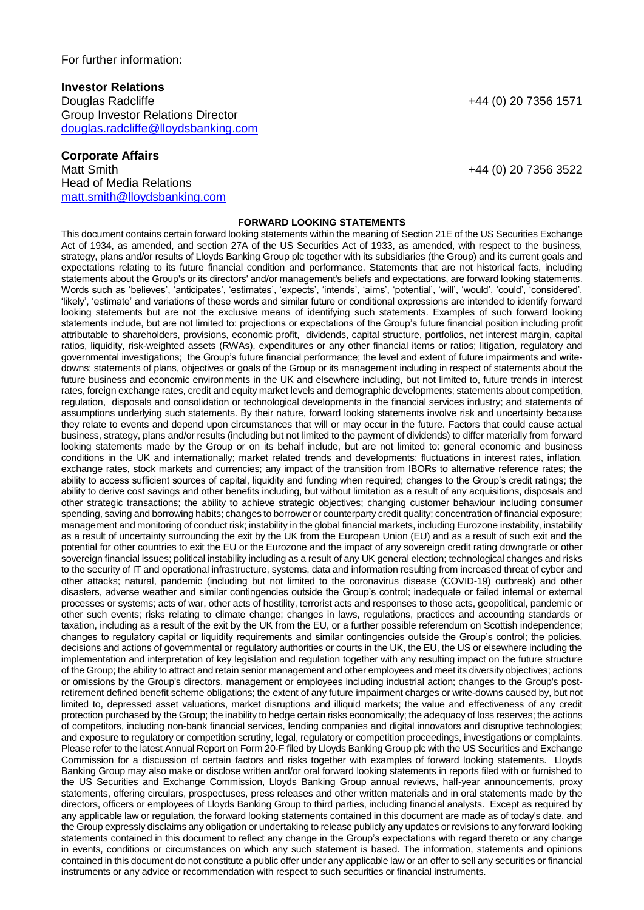For further information:

**Investor Relations**
Douglas Radcliffe +44 (0) 20 7356 1571
Group Investor Relations Director
douglas.radcliffe@lloydsbanking.com

**Corporate Affairs**
Matt Smith +44 (0) 20 7356 3522
Head of Media Relations
matt.smith@lloydsbanking.com

**FORWARD LOOKING STATEMENTS**

This document contains certain forward looking statements within the meaning of Section 21E of the US Securities Exchange Act of 1934, as amended, and section 27A of the US Securities Act of 1933, as amended, with respect to the business, strategy, plans and/or results of Lloyds Banking Group plc together with its subsidiaries (the Group) and its current goals and expectations relating to its future financial condition and performance. Statements that are not historical facts, including statements about the Group's or its directors' and/or management's beliefs and expectations, are forward looking statements. Words such as 'believes', 'anticipates', 'estimates', 'expects', 'intends', 'aims', 'potential', 'will', 'would', 'could', 'considered', 'likely', 'estimate' and variations of these words and similar future or conditional expressions are intended to identify forward looking statements but are not the exclusive means of identifying such statements. Examples of such forward looking statements include, but are not limited to: projections or expectations of the Group's future financial position including profit attributable to shareholders, provisions, economic profit, dividends, capital structure, portfolios, net interest margin, capital ratios, liquidity, risk-weighted assets (RWAs), expenditures or any other financial items or ratios; litigation, regulatory and governmental investigations; the Group's future financial performance; the level and extent of future impairments and write-downs; statements of plans, objectives or goals of the Group or its management including in respect of statements about the future business and economic environments in the UK and elsewhere including, but not limited to, future trends in interest rates, foreign exchange rates, credit and equity market levels and demographic developments; statements about competition, regulation, disposals and consolidation or technological developments in the financial services industry; and statements of assumptions underlying such statements. By their nature, forward looking statements involve risk and uncertainty because they relate to events and depend upon circumstances that will or may occur in the future. Factors that could cause actual business, strategy, plans and/or results (including but not limited to the payment of dividends) to differ materially from forward looking statements made by the Group or on its behalf include, but are not limited to: general economic and business conditions in the UK and internationally; market related trends and developments; fluctuations in interest rates, inflation, exchange rates, stock markets and currencies; any impact of the transition from IBORs to alternative reference rates; the ability to access sufficient sources of capital, liquidity and funding when required; changes to the Group's credit ratings; the ability to derive cost savings and other benefits including, but without limitation as a result of any acquisitions, disposals and other strategic transactions; the ability to achieve strategic objectives; changing customer behaviour including consumer spending, saving and borrowing habits; changes to borrower or counterparty credit quality; concentration of financial exposure; management and monitoring of conduct risk; instability in the global financial markets, including Eurozone instability, instability as a result of uncertainty surrounding the exit by the UK from the European Union (EU) and as a result of such exit and the potential for other countries to exit the EU or the Eurozone and the impact of any sovereign credit rating downgrade or other sovereign financial issues; political instability including as a result of any UK general election; technological changes and risks to the security of IT and operational infrastructure, systems, data and information resulting from increased threat of cyber and other attacks; natural, pandemic (including but not limited to the coronavirus disease (COVID-19) outbreak) and other disasters, adverse weather and similar contingencies outside the Group's control; inadequate or failed internal or external processes or systems; acts of war, other acts of hostility, terrorist acts and responses to those acts, geopolitical, pandemic or other such events; risks relating to climate change; changes in laws, regulations, practices and accounting standards or taxation, including as a result of the exit by the UK from the EU, or a further possible referendum on Scottish independence; changes to regulatory capital or liquidity requirements and similar contingencies outside the Group's control; the policies, decisions and actions of governmental or regulatory authorities or courts in the UK, the EU, the US or elsewhere including the implementation and interpretation of key legislation and regulation together with any resulting impact on the future structure of the Group; the ability to attract and retain senior management and other employees and meet its diversity objectives; actions or omissions by the Group's directors, management or employees including industrial action; changes to the Group's post-retirement defined benefit scheme obligations; the extent of any future impairment charges or write-downs caused by, but not limited to, depressed asset valuations, market disruptions and illiquid markets; the value and effectiveness of any credit protection purchased by the Group; the inability to hedge certain risks economically; the adequacy of loss reserves; the actions of competitors, including non-bank financial services, lending companies and digital innovators and disruptive technologies; and exposure to regulatory or competition scrutiny, legal, regulatory or competition proceedings, investigations or complaints. Please refer to the latest Annual Report on Form 20-F filed by Lloyds Banking Group plc with the US Securities and Exchange Commission for a discussion of certain factors and risks together with examples of forward looking statements. Lloyds Banking Group may also make or disclose written and/or oral forward looking statements in reports filed with or furnished to the US Securities and Exchange Commission, Lloyds Banking Group annual reviews, half-year announcements, proxy statements, offering circulars, prospectuses, press releases and other written materials and in oral statements made by the directors, officers or employees of Lloyds Banking Group to third parties, including financial analysts. Except as required by any applicable law or regulation, the forward looking statements contained in this document are made as of today's date, and the Group expressly disclaims any obligation or undertaking to release publicly any updates or revisions to any forward looking statements contained in this document to reflect any change in the Group's expectations with regard thereto or any change in events, conditions or circumstances on which any such statement is based. The information, statements and opinions contained in this document do not constitute a public offer under any applicable law or an offer to sell any securities or financial instruments or any advice or recommendation with respect to such securities or financial instruments.